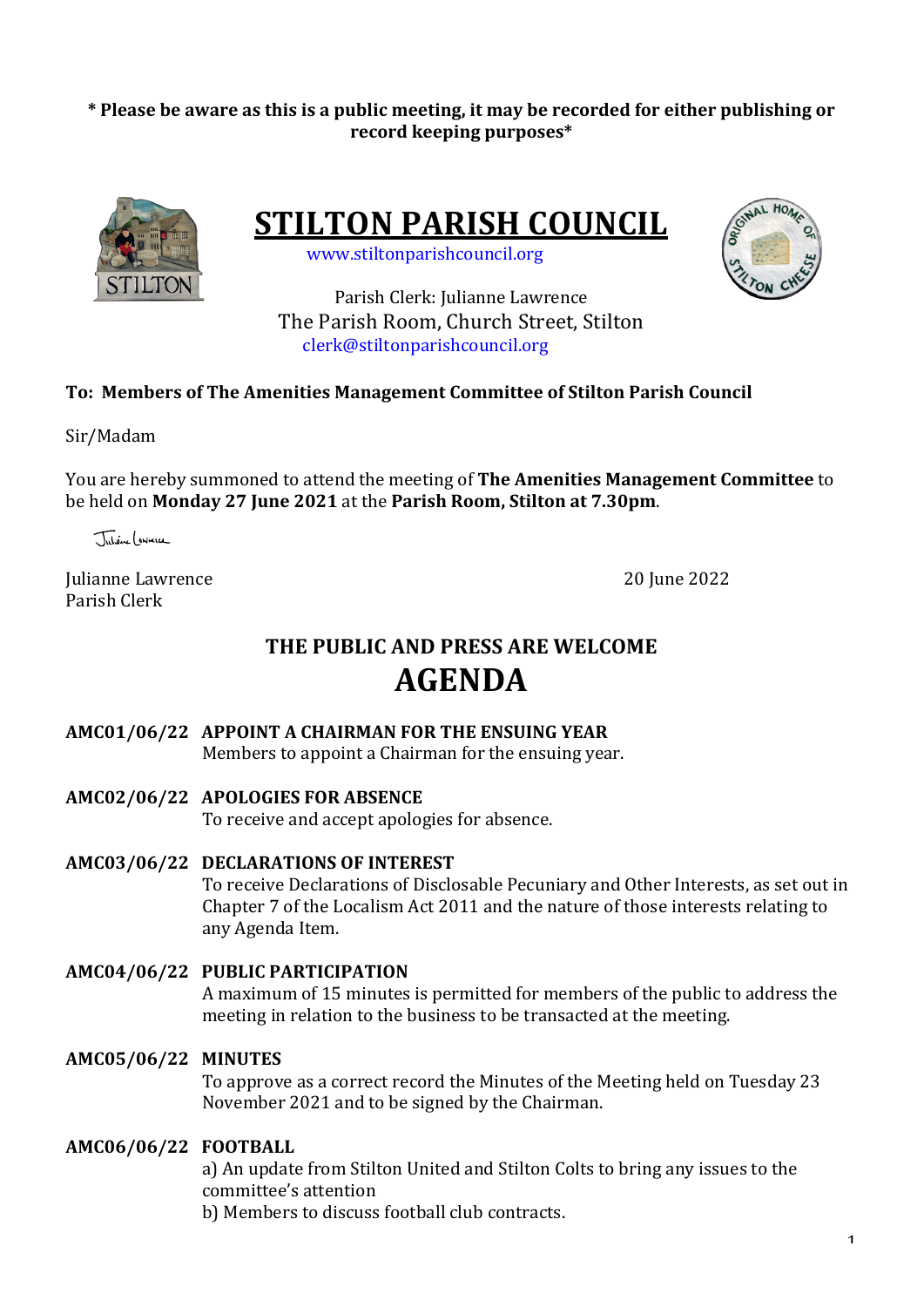**\* Please be aware as this is a public meeting, it may be recorded for either publishing or record keeping purposes\***

# STILTON PARISH COUNCIL

www.stiltonparishcouncil.org

Parish Clerk: Julianne Lawrence
The Parish Room, Church Street, Stilton
clerk@stiltonparishcouncil.org

**To: Members of The Amenities Management Committee of Stilton Parish Council**

Sir/Madam

You are hereby summoned to attend the meeting of **The Amenities Management Committee** to be held on **Monday 27 June 2021** at the **Parish Room, Stilton at 7.30pm**.

Julianne Lawrence
Parish Clerk

20 June 2022

## THE PUBLIC AND PRESS ARE WELCOME

# AGENDA

**AMC01/06/22 APPOINT A CHAIRMAN FOR THE ENSUING YEAR**
Members to appoint a Chairman for the ensuing year.

**AMC02/06/22 APOLOGIES FOR ABSENCE**
To receive and accept apologies for absence.

**AMC03/06/22 DECLARATIONS OF INTEREST**
To receive Declarations of Disclosable Pecuniary and Other Interests, as set out in Chapter 7 of the Localism Act 2011 and the nature of those interests relating to any Agenda Item.

**AMC04/06/22 PUBLIC PARTICIPATION**
A maximum of 15 minutes is permitted for members of the public to address the meeting in relation to the business to be transacted at the meeting.

**AMC05/06/22 MINUTES**
To approve as a correct record the Minutes of the Meeting held on Tuesday 23 November 2021 and to be signed by the Chairman.

**AMC06/06/22 FOOTBALL**
a) An update from Stilton United and Stilton Colts to bring any issues to the committee's attention
b) Members to discuss football club contracts.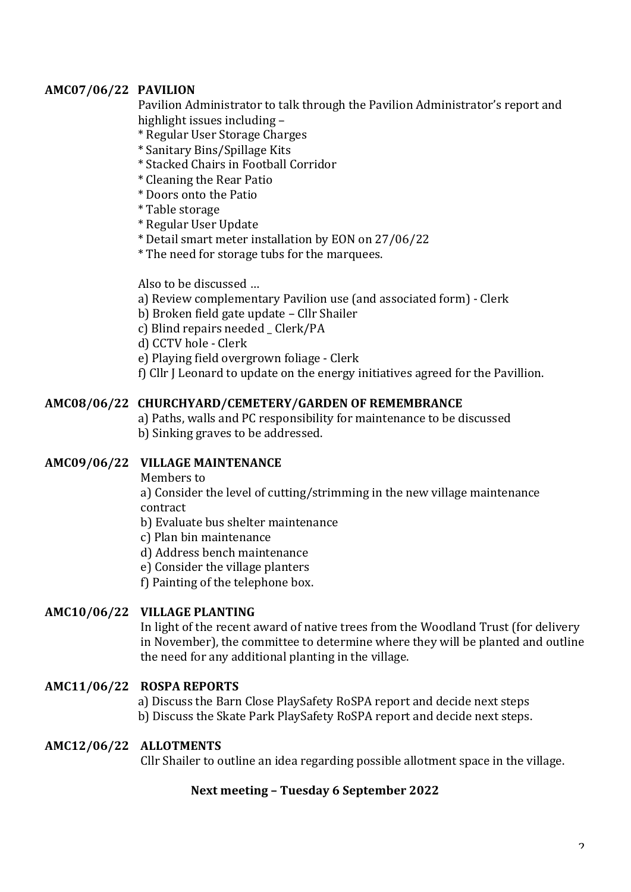**AMC07/06/22 PAVILION**

Pavilion Administrator to talk through the Pavilion Administrator's report and highlight issues including –

* Regular User Storage Charges
* Sanitary Bins/Spillage Kits
* Stacked Chairs in Football Corridor
* Cleaning the Rear Patio
* Doors onto the Patio
* Table storage
* Regular User Update
* Detail smart meter installation by EON on 27/06/22
* The need for storage tubs for the marquees.

Also to be discussed …

a) Review complementary Pavilion use (and associated form) - Clerk
b) Broken field gate update – Cllr Shailer
c) Blind repairs needed _ Clerk/PA
d) CCTV hole - Clerk
e) Playing field overgrown foliage - Clerk
f) Cllr J Leonard to update on the energy initiatives agreed for the Pavillion.

**AMC08/06/22 CHURCHYARD/CEMETERY/GARDEN OF REMEMBRANCE**

a) Paths, walls and PC responsibility for maintenance to be discussed
b) Sinking graves to be addressed.

**AMC09/06/22 VILLAGE MAINTENANCE**

Members to

a) Consider the level of cutting/strimming in the new village maintenance contract
b) Evaluate bus shelter maintenance
c) Plan bin maintenance
d) Address bench maintenance
e) Consider the village planters
f) Painting of the telephone box.

**AMC10/06/22 VILLAGE PLANTING**

In light of the recent award of native trees from the Woodland Trust (for delivery in November), the committee to determine where they will be planted and outline the need for any additional planting in the village.

**AMC11/06/22 ROSPA REPORTS**

a) Discuss the Barn Close PlaySafety RoSPA report and decide next steps
b) Discuss the Skate Park PlaySafety RoSPA report and decide next steps.

**AMC12/06/22 ALLOTMENTS**

Cllr Shailer to outline an idea regarding possible allotment space in the village.

**Next meeting – Tuesday 6 September 2022**